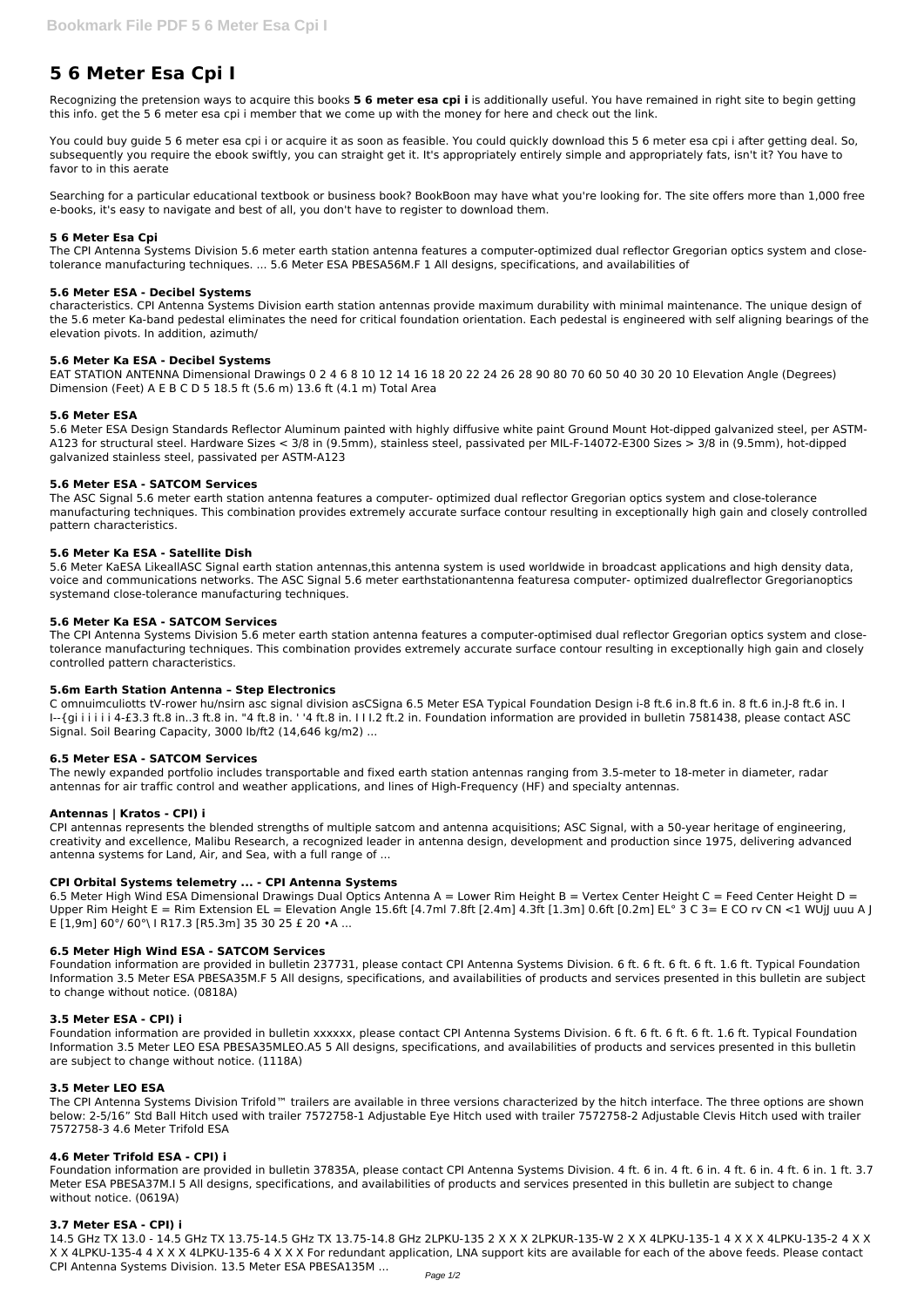# 5 6 Meter Esa Cpi I

Recognizing the pretension ways to acquire this books **5 6 meter esa cpi i** is additionally useful. You have remained in right site to begin getting this info. get the 5 6 meter esa cpi i member that we come up with the money for here and check out the link.

You could buy guide 5 6 meter esa cpi i or acquire it as soon as feasible. You could quickly download this 5 6 meter esa cpi i after getting deal. So, subsequently you require the ebook swiftly, you can straight get it. It's appropriately entirely simple and appropriately fats, isn't it? You have to favor to in this aerate

Searching for a particular educational textbook or business book? BookBoon may have what you're looking for. The site offers more than 1,000 free e-books, it's easy to navigate and best of all, you don't have to register to download them.

### 5 6 Meter Esa Cpi

The CPI Antenna Systems Division 5.6 meter earth station antenna features a computer-optimized dual reflector Gregorian optics system and close-tolerance manufacturing techniques. ... 5.6 Meter ESA PBESA56M.F 1 All designs, specifications, and availabilities of

### 5.6 Meter ESA - Decibel Systems

characteristics. CPI Antenna Systems Division earth station antennas provide maximum durability with minimal maintenance. The unique design of the 5.6 meter Ka-band pedestal eliminates the need for critical foundation orientation. Each pedestal is engineered with self aligning bearings of the elevation pivots. In addition, azimuth/

### 5.6 Meter Ka ESA - Decibel Systems

EAT STATION ANTENNA Dimensional Drawings 0 2 4 6 8 10 12 14 16 18 20 22 24 26 28 90 80 70 60 50 40 30 20 10 Elevation Angle (Degrees) Dimension (Feet) A E B C D 5 18.5 ft (5.6 m) 13.6 ft (4.1 m) Total Area

### 5.6 Meter ESA

5.6 Meter ESA Design Standards Reflector Aluminum painted with highly diffusive white paint Ground Mount Hot-dipped galvanized steel, per ASTM-A123 for structural steel. Hardware Sizes < 3/8 in (9.5mm), stainless steel, passivated per MIL-F-14072-E300 Sizes > 3/8 in (9.5mm), hot-dipped galvanized stainless steel, passivated per ASTM-A123

### 5.6 Meter ESA - SATCOM Services

The ASC Signal 5.6 meter earth station antenna features a computer- optimized dual reflector Gregorian optics system and close-tolerance manufacturing techniques. This combination provides extremely accurate surface contour resulting in exceptionally high gain and closely controlled pattern characteristics.

### 5.6 Meter Ka ESA - Satellite Dish

5.6 Meter KaESA LikeallASC Signal earth station antennas,this antenna system is used worldwide in broadcast applications and high density data, voice and communications networks. The ASC Signal 5.6 meter earthstationantenna featuresa computer- optimized dualreflector Gregorianoptics systemand close-tolerance manufacturing techniques.

### 5.6 Meter Ka ESA - SATCOM Services

The CPI Antenna Systems Division 5.6 meter earth station antenna features a computer-optimised dual reflector Gregorian optics system and close-tolerance manufacturing techniques. This combination provides extremely accurate surface contour resulting in exceptionally high gain and closely controlled pattern characteristics.

### 5.6m Earth Station Antenna – Step Electronics

C omnuimculiotts tV-rower hu/nsirn asc signal division asCSigna 6.5 Meter ESA Typical Foundation Design i-8 ft.6 in.8 ft.6 in. 8 ft.6 in.J-8 ft.6 in. I I--{gi i i i i i 4-£3.3 ft.8 in..3 ft.8 in. "4 ft.8 in. ' '4 ft.8 in. I I I.2 ft.2 in. Foundation information are provided in bulletin 7581438, please contact ASC Signal. Soil Bearing Capacity, 3000 lb/ft2 (14,646 kg/m2) ...

### 6.5 Meter ESA - SATCOM Services

The newly expanded portfolio includes transportable and fixed earth station antennas ranging from 3.5-meter to 18-meter in diameter, radar antennas for air traffic control and weather applications, and lines of High-Frequency (HF) and specialty antennas.

### Antennas | Kratos - CPI) i

CPI antennas represents the blended strengths of multiple satcom and antenna acquisitions; ASC Signal, with a 50-year heritage of engineering, creativity and excellence, Malibu Research, a recognized leader in antenna design, development and production since 1975, delivering advanced antenna systems for Land, Air, and Sea, with a full range of ...

### CPI Orbital Systems telemetry ... - CPI Antenna Systems

6.5 Meter High Wind ESA Dimensional Drawings Dual Optics Antenna A = Lower Rim Height B = Vertex Center Height C = Feed Center Height D = Upper Rim Height E = Rim Extension EL = Elevation Angle 15.6ft [4.7ml 7.8ft [2.4m] 4.3ft [1.3m] 0.6ft [0.2m] EL° 3 C 3= E CO rv CN <1 WUjJ uuu A J E [1,9m] 60°/ 60°\ I R17.3 [R5.3m] 35 30 25 £ 20 •A ...

### 6.5 Meter High Wind ESA - SATCOM Services

Foundation information are provided in bulletin 237731, please contact CPI Antenna Systems Division. 6 ft. 6 ft. 6 ft. 6 ft. 1.6 ft. Typical Foundation Information 3.5 Meter ESA PBESA35M.F 5 All designs, specifications, and availabilities of products and services presented in this bulletin are subject to change without notice. (0818A)

### 3.5 Meter ESA - CPI) i

Foundation information are provided in bulletin xxxxxx, please contact CPI Antenna Systems Division. 6 ft. 6 ft. 6 ft. 6 ft. 1.6 ft. Typical Foundation Information 3.5 Meter LEO ESA PBESA35MLEO.A5 5 All designs, specifications, and availabilities of products and services presented in this bulletin are subject to change without notice. (1118A)

### 3.5 Meter LEO ESA

The CPI Antenna Systems Division Trifold™ trailers are available in three versions characterized by the hitch interface. The three options are shown below: 2-5/16" Std Ball Hitch used with trailer 7572758-1 Adjustable Eye Hitch used with trailer 7572758-2 Adjustable Clevis Hitch used with trailer 7572758-3 4.6 Meter Trifold ESA

### 4.6 Meter Trifold ESA - CPI) i

Foundation information are provided in bulletin 37835A, please contact CPI Antenna Systems Division. 4 ft. 6 in. 4 ft. 6 in. 4 ft. 6 in. 4 ft. 6 in. 1 ft. 3.7 Meter ESA PBESA37M.I 5 All designs, specifications, and availabilities of products and services presented in this bulletin are subject to change without notice. (0619A)

### 3.7 Meter ESA - CPI) i

14.5 GHz TX 13.0 - 14.5 GHz TX 13.75-14.5 GHz TX 13.75-14.8 GHz 2LPKU-135 2 X X X 2LPKUR-135-W 2 X X 4LPKU-135-1 4 X X X 4LPKU-135-2 4 X X X X 4LPKU-135-4 4 X X X 4LPKU-135-6 4 X X X For redundant application, LNA support kits are available for each of the above feeds. Please contact CPI Antenna Systems Division. 13.5 Meter ESA PBESA135M ...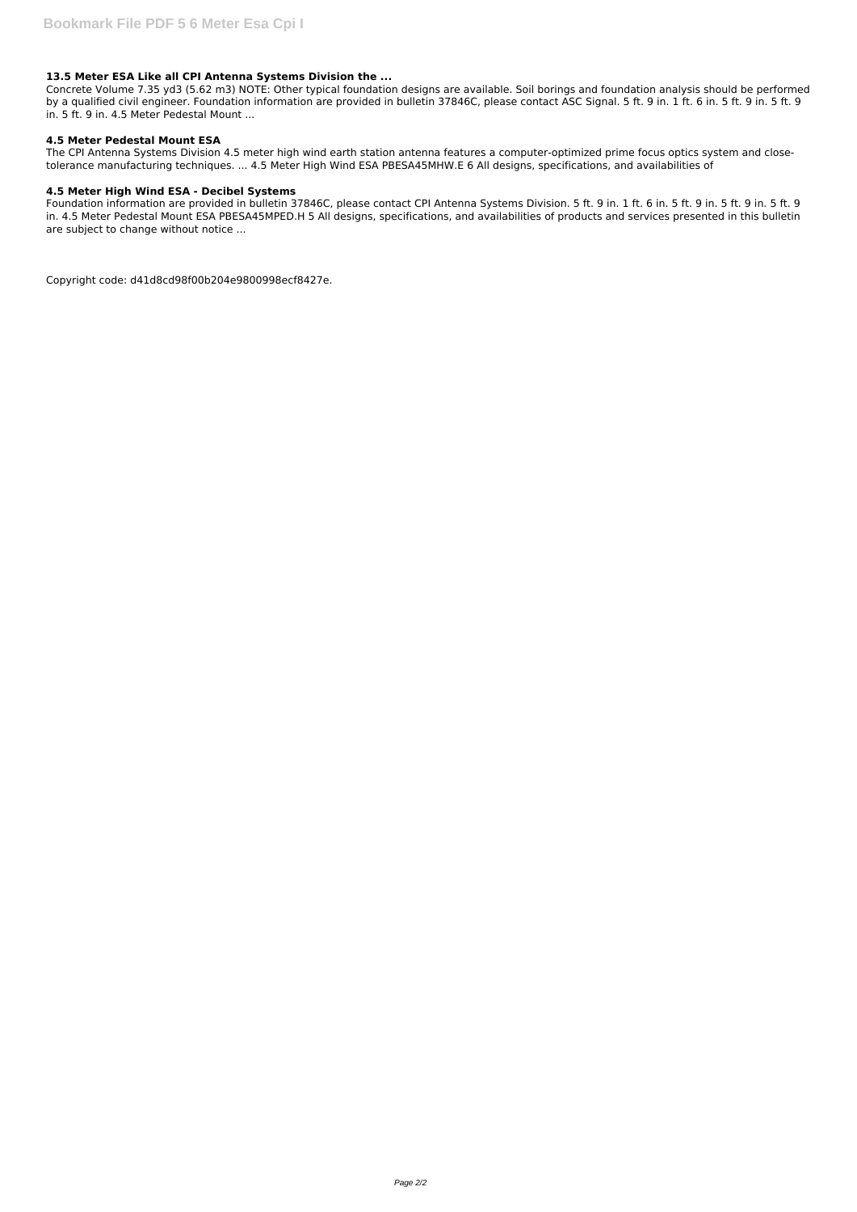### 13.5 Meter ESA Like all CPI Antenna Systems Division the ...

Concrete Volume 7.35 yd3 (5.62 m3) NOTE: Other typical foundation designs are available. Soil borings and foundation analysis should be performed by a qualified civil engineer. Foundation information are provided in bulletin 37846C, please contact ASC Signal. 5 ft. 9 in. 1 ft. 6 in. 5 ft. 9 in. 5 ft. 9 in. 5 ft. 9 in. 4.5 Meter Pedestal Mount ...

### 4.5 Meter Pedestal Mount ESA

The CPI Antenna Systems Division 4.5 meter high wind earth station antenna features a computer-optimized prime focus optics system and close-tolerance manufacturing techniques. ... 4.5 Meter High Wind ESA PBESA45MHW.E 6 All designs, specifications, and availabilities of

### 4.5 Meter High Wind ESA - Decibel Systems

Foundation information are provided in bulletin 37846C, please contact CPI Antenna Systems Division. 5 ft. 9 in. 1 ft. 6 in. 5 ft. 9 in. 5 ft. 9 in. 5 ft. 9 in. 4.5 Meter Pedestal Mount ESA PBESA45MPED.H 5 All designs, specifications, and availabilities of products and services presented in this bulletin are subject to change without notice ...

Copyright code: d41d8cd98f00b204e9800998ecf8427e.